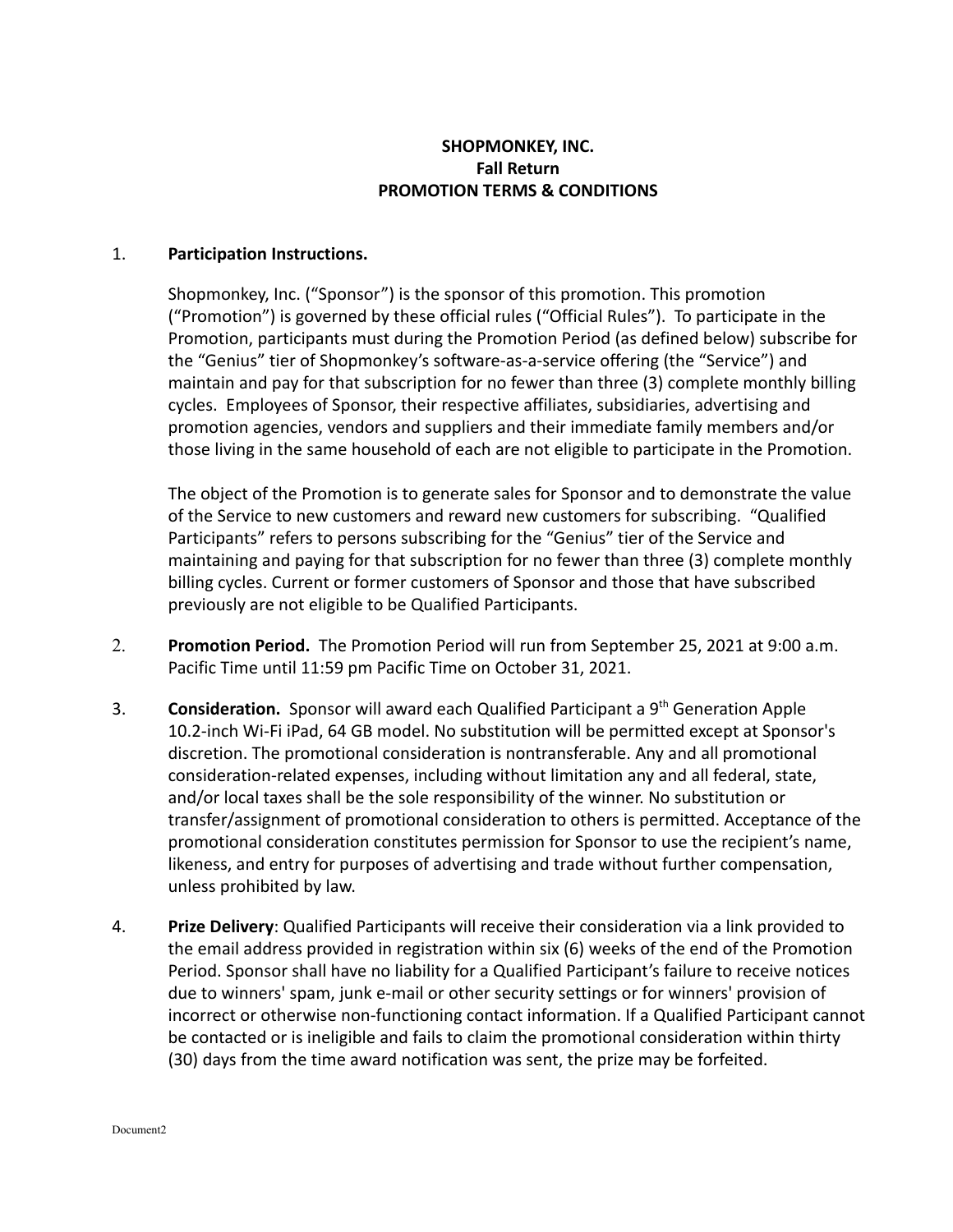**SHOPMONKEY, INC.**
**Fall Return**
**PROMOTION TERMS & CONDITIONS**

1. **Participation Instructions.**

   Shopmonkey, Inc. ("Sponsor") is the sponsor of this promotion. This promotion ("Promotion") is governed by these official rules ("Official Rules"). To participate in the Promotion, participants must during the Promotion Period (as defined below) subscribe for the "Genius" tier of Shopmonkey's software-as-a-service offering (the "Service") and maintain and pay for that subscription for no fewer than three (3) complete monthly billing cycles. Employees of Sponsor, their respective affiliates, subsidiaries, advertising and promotion agencies, vendors and suppliers and their immediate family members and/or those living in the same household of each are not eligible to participate in the Promotion.

   The object of the Promotion is to generate sales for Sponsor and to demonstrate the value of the Service to new customers and reward new customers for subscribing. "Qualified Participants" refers to persons subscribing for the "Genius" tier of the Service and maintaining and paying for that subscription for no fewer than three (3) complete monthly billing cycles. Current or former customers of Sponsor and those that have subscribed previously are not eligible to be Qualified Participants.

2. **Promotion Period.** The Promotion Period will run from September 25, 2021 at 9:00 a.m. Pacific Time until 11:59 pm Pacific Time on October 31, 2021.

3. **Consideration.** Sponsor will award each Qualified Participant a 9th Generation Apple 10.2-inch Wi-Fi iPad, 64 GB model. No substitution will be permitted except at Sponsor's discretion. The promotional consideration is nontransferable. Any and all promotional consideration-related expenses, including without limitation any and all federal, state, and/or local taxes shall be the sole responsibility of the winner. No substitution or transfer/assignment of promotional consideration to others is permitted. Acceptance of the promotional consideration constitutes permission for Sponsor to use the recipient's name, likeness, and entry for purposes of advertising and trade without further compensation, unless prohibited by law.

4. **Prize Delivery**: Qualified Participants will receive their consideration via a link provided to the email address provided in registration within six (6) weeks of the end of the Promotion Period. Sponsor shall have no liability for a Qualified Participant's failure to receive notices due to winners' spam, junk e-mail or other security settings or for winners' provision of incorrect or otherwise non-functioning contact information. If a Qualified Participant cannot be contacted or is ineligible and fails to claim the promotional consideration within thirty (30) days from the time award notification was sent, the prize may be forfeited.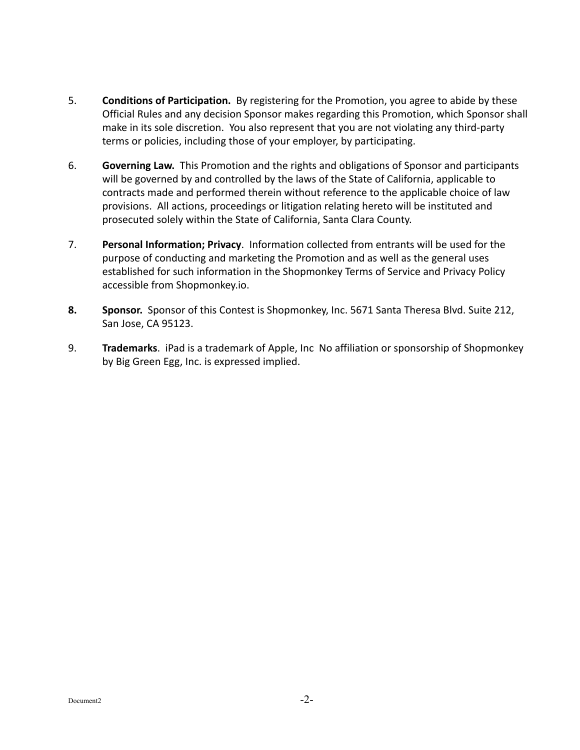5. **Conditions of Participation.** By registering for the Promotion, you agree to abide by these Official Rules and any decision Sponsor makes regarding this Promotion, which Sponsor shall make in its sole discretion. You also represent that you are not violating any third-party terms or policies, including those of your employer, by participating.

6. **Governing Law.** This Promotion and the rights and obligations of Sponsor and participants will be governed by and controlled by the laws of the State of California, applicable to contracts made and performed therein without reference to the applicable choice of law provisions. All actions, proceedings or litigation relating hereto will be instituted and prosecuted solely within the State of California, Santa Clara County.

7. **Personal Information; Privacy**. Information collected from entrants will be used for the purpose of conducting and marketing the Promotion and as well as the general uses established for such information in the Shopmonkey Terms of Service and Privacy Policy accessible from Shopmonkey.io.

**8.** **Sponsor.** Sponsor of this Contest is Shopmonkey, Inc. 5671 Santa Theresa Blvd. Suite 212, San Jose, CA 95123.

9. **Trademarks**. iPad is a trademark of Apple, Inc No affiliation or sponsorship of Shopmonkey by Big Green Egg, Inc. is expressed implied.